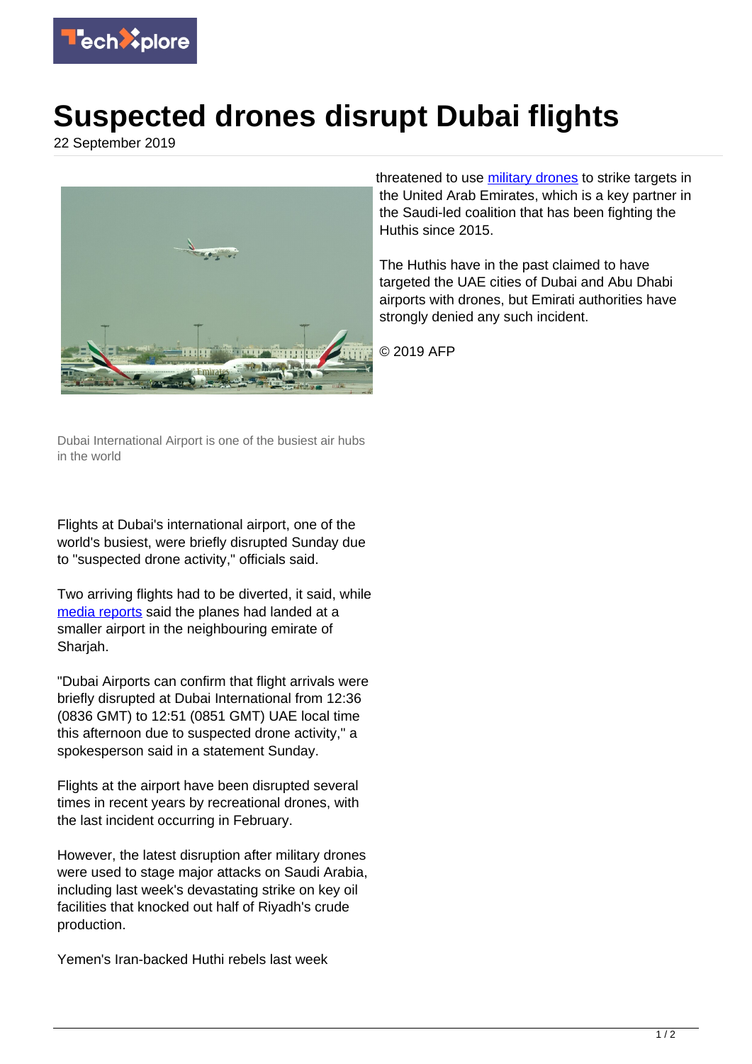# Suspected drones disrupt Dubai flights

22 September 2019

Dubai International Airport is one of the busiest air hubs in the world

Flights at Dubai's international airport, one of the world's busiest, were briefly disrupted Sunday due to "suspected drone activity," officials said.

Two arriving flights had to be diverted, it said, while media reports said the planes had landed at a smaller airport in the neighbouring emirate of Sharjah.

"Dubai Airports can confirm that flight arrivals were briefly disrupted at Dubai International from 12:36 (0836 GMT) to 12:51 (0851 GMT) UAE local time this afternoon due to suspected drone activity," a spokesperson said in a statement Sunday.

Flights at the airport have been disrupted several times in recent years by recreational drones, with the last incident occurring in February.

However, the latest disruption after military drones were used to stage major attacks on Saudi Arabia, including last week's devastating strike on key oil facilities that knocked out half of Riyadh's crude production.

Yemen's Iran-backed Huthi rebels last week threatened to use military drones to strike targets in the United Arab Emirates, which is a key partner in the Saudi-led coalition that has been fighting the Huthis since 2015.

The Huthis have in the past claimed to have targeted the UAE cities of Dubai and Abu Dhabi airports with drones, but Emirati authorities have strongly denied any such incident.

© 2019 AFP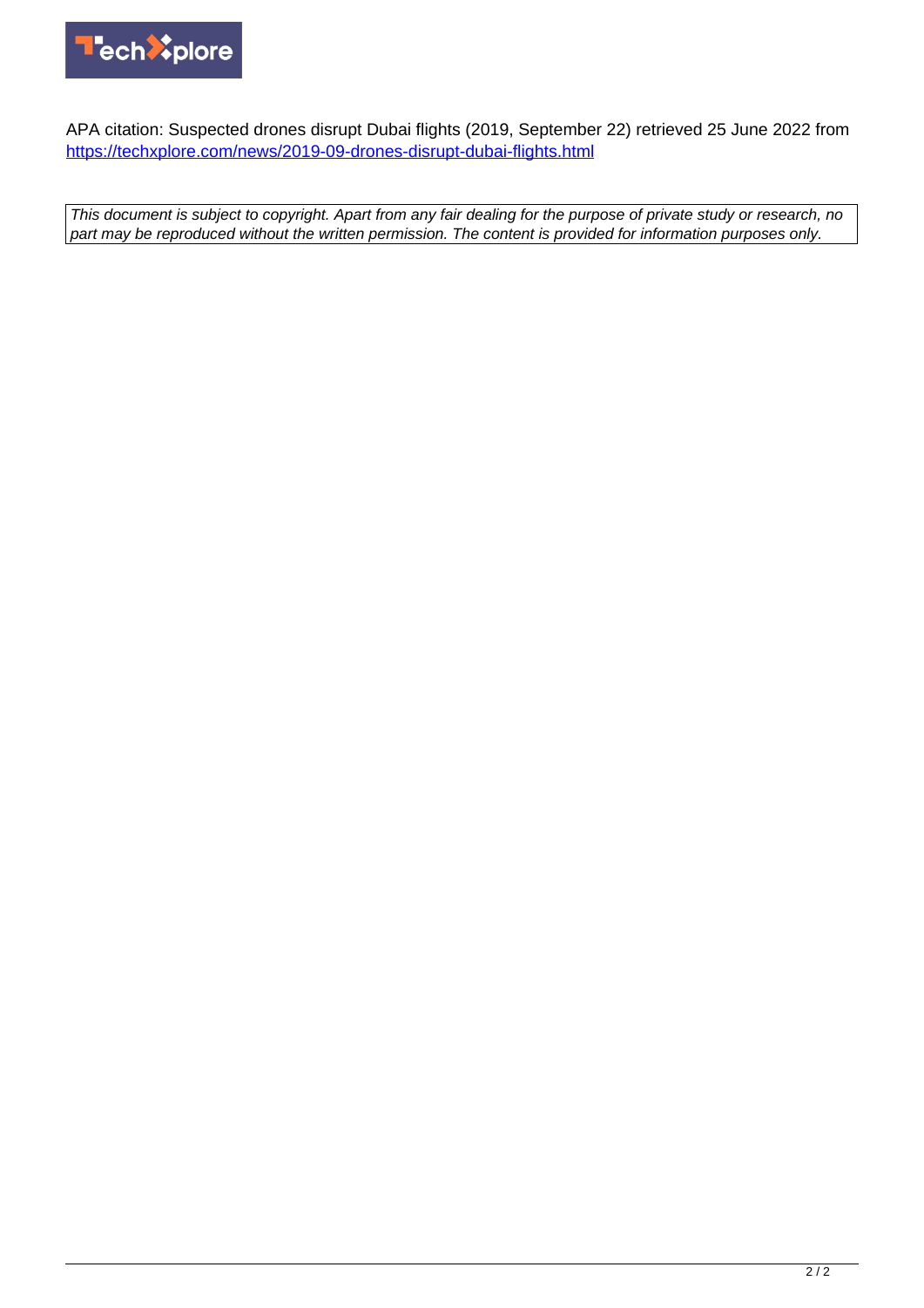APA citation: Suspected drones disrupt Dubai flights (2019, September 22) retrieved 25 June 2022 from https://techxplore.com/news/2019-09-drones-disrupt-dubai-flights.html

*This document is subject to copyright. Apart from any fair dealing for the purpose of private study or research, no part may be reproduced without the written permission. The content is provided for information purposes only.*